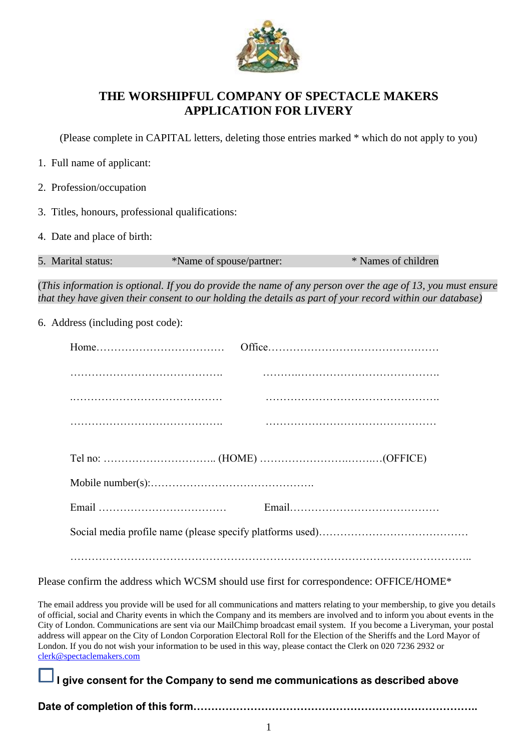# THE WORSHIPFUL COMPANY OF SPECTACLE MAKERS
# APPLICATION FOR LIVERY

(Please complete in CAPITAL letters, deleting those entries marked * which do not apply to you)

1. Full name of applicant:
2. Profession/occupation
3. Titles, honours, professional qualifications:
4. Date and place of birth:
5. Marital status: *Name of spouse/partner: * Names of children

*(This information is optional. If you do provide the name of any person over the age of 13, you must ensure that they have given their consent to our holding the details as part of your record within our database)*

6. Address (including post code):

Home……………………………… Office…………………………………………

…………………………………….. ………..…………………………………….

..…………………………………… ………………………………………….

…………………………………….. …………………………………………

Tel no: ………………………….. (HOME) ……………………….……..…(OFFICE)

Mobile number(s):……………………………………….

Email ……………………………… Email……………………………………

Social media profile name (please specify platforms used)……………………………………

……………………………………………………………………………………………..

Please confirm the address which WCSM should use first for correspondence: OFFICE/HOME*

The email address you provide will be used for all communications and matters relating to your membership, to give you details of official, social and Charity events in which the Company and its members are involved and to inform you about events in the City of London. Communications are sent via our MailChimp broadcast email system. If you become a Liveryman, your postal address will appear on the City of London Corporation Electoral Roll for the Election of the Sheriffs and the Lord Mayor of London. If you do not wish your information to be used in this way, please contact the Clerk on 020 7236 2932 or clerk@spectaclemakers.com

☐ **I give consent for the Company to send me communications as described above**

**Date of completion of this form…………………………………………………………………..**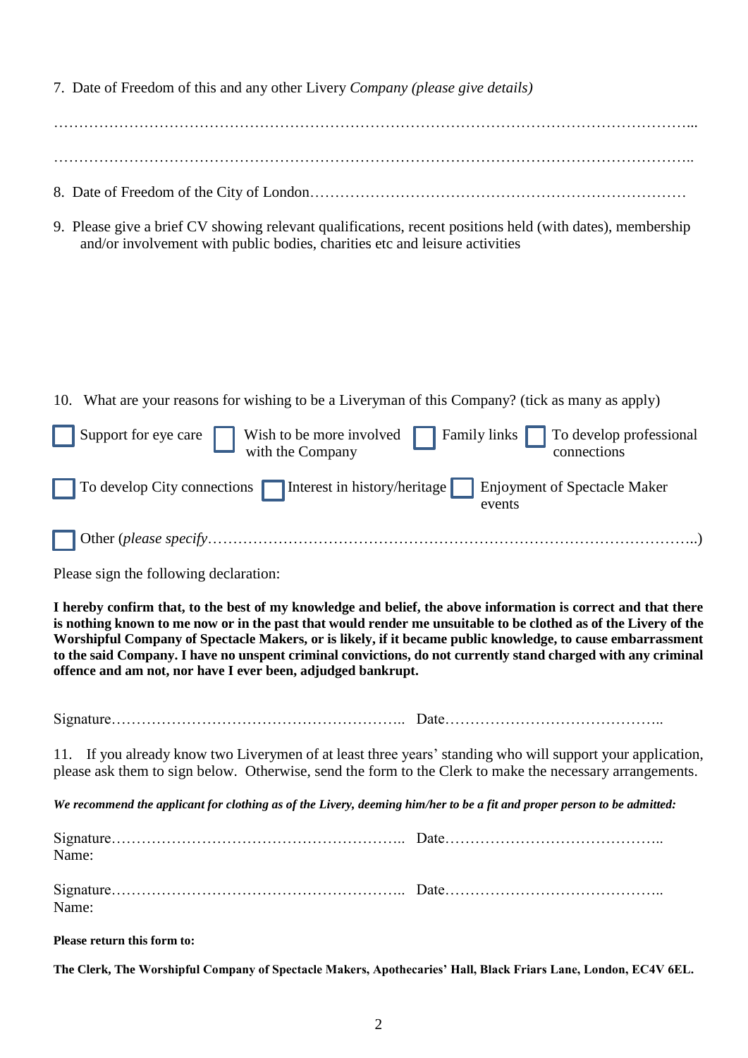7. Date of Freedom of this and any other Livery *Company (please give details)*

…………………………………………………………………………………………………………………...

…………………………………………………………………………………………………………………..

8. Date of Freedom of the City of London…………………………………………………………………

9. Please give a brief CV showing relevant qualifications, recent positions held (with dates), membership and/or involvement with public bodies, charities etc and leisure activities

10. What are your reasons for wishing to be a Liveryman of this Company? (tick as many as apply)

☐ Support for eye care ☐ Wish to be more involved with the Company ☐ Family links ☐ To develop professional connections

☐ To develop City connections ☐ Interest in history/heritage ☐ Enjoyment of Spectacle Maker events

☐ Other (*please specify*……………………………………………………………………………………..)

Please sign the following declaration:

**I hereby confirm that, to the best of my knowledge and belief, the above information is correct and that there is nothing known to me now or in the past that would render me unsuitable to be clothed as of the Livery of the Worshipful Company of Spectacle Makers, or is likely, if it became public knowledge, to cause embarrassment to the said Company. I have no unspent criminal convictions, do not currently stand charged with any criminal offence and am not, nor have I ever been, adjudged bankrupt.**

Signature………………………………………………….. Date……………………………………..

11. If you already know two Liverymen of at least three years' standing who will support your application, please ask them to sign below. Otherwise, send the form to the Clerk to make the necessary arrangements.

***We recommend the applicant for clothing as of the Livery, deeming him/her to be a fit and proper person to be admitted:***

Signature………………………………………………….. Date……………………………………..
Name:

Signature………………………………………………….. Date……………………………………..
Name:

**Please return this form to:**

**The Clerk, The Worshipful Company of Spectacle Makers, Apothecaries' Hall, Black Friars Lane, London, EC4V 6EL.**